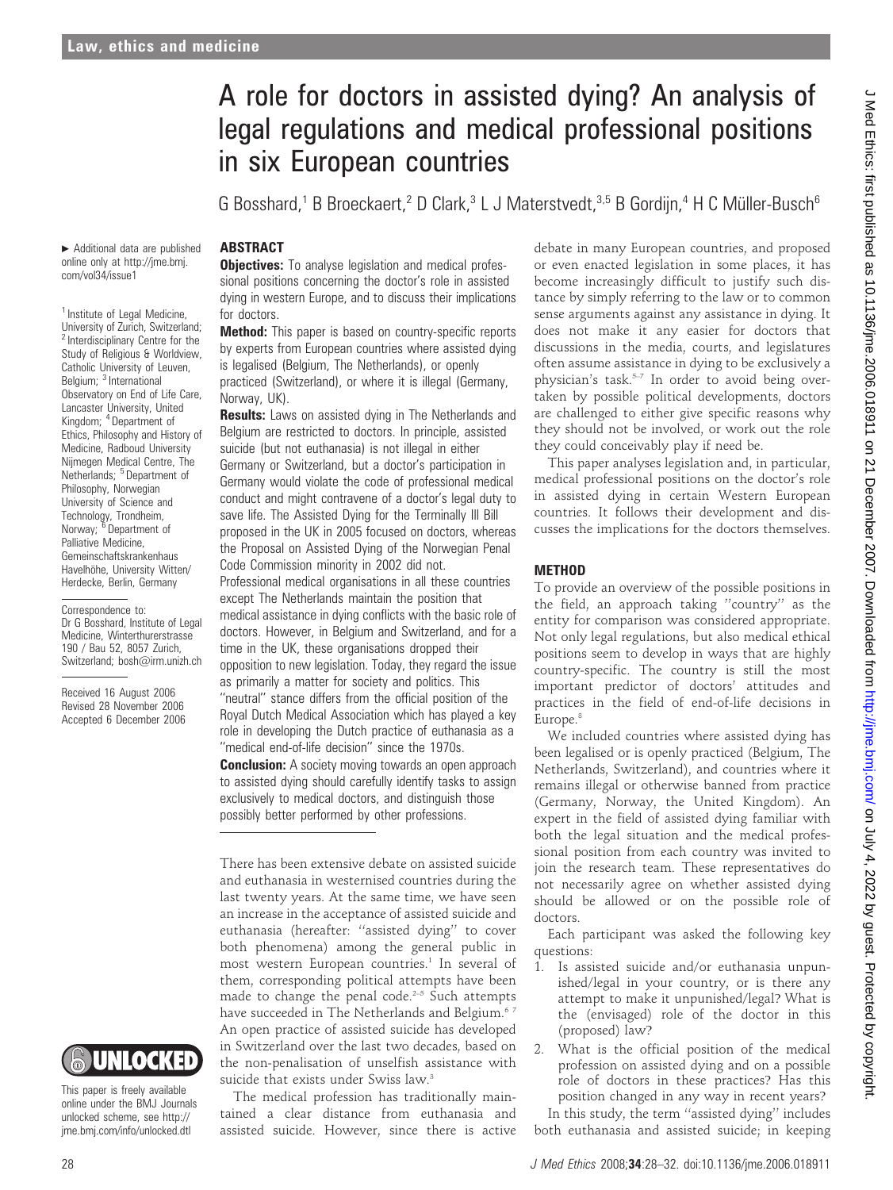# A role for doctors in assisted dying? An analysis of legal regulations and medical professional positions in six European countries

G Bosshard,[1] B Broeckaert,[2] D Clark,[3] L J Materstvedt,[3,5] B Gordijn,[4] H C Müller-Busch[6]

► Additional data are published online only at http://jme.bmj.com/vol34/issue1

[1] Institute of Legal Medicine, University of Zurich, Switzerland; [2] Interdisciplinary Centre for the Study of Religious & Worldview, Catholic University of Leuven, Belgium; [3] International Observatory on End of Life Care, Lancaster University, United Kingdom; [4] Department of Ethics, Philosophy and History of Medicine, Radboud University Nijmegen Medical Centre, The Netherlands; [5] Department of Philosophy, Norwegian University of Science and Technology, Trondheim, Norway; [6] Department of Palliative Medicine, Gemeinschaftskrankenhaus Havelhöhe, University Witten/Herdecke, Berlin, Germany

Correspondence to: Dr G Bosshard, Institute of Legal Medicine, Winterthurerstrasse 190 / Bau 52, 8057 Zurich, Switzerland; bosh@irm.unizh.ch

Received 16 August 2006
Revised 28 November 2006
Accepted 6 December 2006

This paper is freely available online under the BMJ Journals unlocked scheme, see http://jme.bmj.com/info/unlocked.dtl

## ABSTRACT

**Objectives:** To analyse legislation and medical professional positions concerning the doctor's role in assisted dying in western Europe, and to discuss their implications for doctors.

**Method:** This paper is based on country-specific reports by experts from European countries where assisted dying is legalised (Belgium, The Netherlands), or openly practiced (Switzerland), or where it is illegal (Germany, Norway, UK).

**Results:** Laws on assisted dying in The Netherlands and Belgium are restricted to doctors. In principle, assisted suicide (but not euthanasia) is not illegal in either Germany or Switzerland, but a doctor's participation in Germany would violate the code of professional medical conduct and might contravene of a doctor's legal duty to save life. The Assisted Dying for the Terminally Ill Bill proposed in the UK in 2005 focused on doctors, whereas the Proposal on Assisted Dying of the Norwegian Penal Code Commission minority in 2002 did not. Professional medical organisations in all these countries except The Netherlands maintain the position that medical assistance in dying conflicts with the basic role of doctors. However, in Belgium and Switzerland, and for a time in the UK, these organisations dropped their opposition to new legislation. Today, they regard the issue as primarily a matter for society and politics. This "neutral" stance differs from the official position of the Royal Dutch Medical Association which has played a key role in developing the Dutch practice of euthanasia as a "medical end-of-life decision" since the 1970s.

**Conclusion:** A society moving towards an open approach to assisted dying should carefully identify tasks to assign exclusively to medical doctors, and distinguish those possibly better performed by other professions.

There has been extensive debate on assisted suicide and euthanasia in westernised countries during the last twenty years. At the same time, we have seen an increase in the acceptance of assisted suicide and euthanasia (hereafter: "assisted dying" to cover both phenomena) among the general public in most western European countries.[1] In several of them, corresponding political attempts have been made to change the penal code.[2–5] Such attempts have succeeded in The Netherlands and Belgium.[6,7] An open practice of assisted suicide has developed in Switzerland over the last two decades, based on the non-penalisation of unselfish assistance with suicide that exists under Swiss law.[3]

The medical profession has traditionally maintained a clear distance from euthanasia and assisted suicide. However, since there is active debate in many European countries, and proposed or even enacted legislation in some places, it has become increasingly difficult to justify such distance by simply referring to the law or to common sense arguments against any assistance in dying. It does not make it any easier for doctors that discussions in the media, courts, and legislatures often assume assistance in dying to be exclusively a physician's task.[5–7] In order to avoid being overtaken by possible political developments, doctors are challenged to either give specific reasons why they should not be involved, or work out the role they could conceivably play if need be.

This paper analyses legislation and, in particular, medical professional positions on the doctor's role in assisted dying in certain Western European countries. It follows their development and discusses the implications for the doctors themselves.

## METHOD

To provide an overview of the possible positions in the field, an approach taking "country" as the entity for comparison was considered appropriate. Not only legal regulations, but also medical ethical positions seem to develop in ways that are highly country-specific. The country is still the most important predictor of doctors' attitudes and practices in the field of end-of-life decisions in Europe.[8]

We included countries where assisted dying has been legalised or is openly practiced (Belgium, The Netherlands, Switzerland), and countries where it remains illegal or otherwise banned from practice (Germany, Norway, the United Kingdom). An expert in the field of assisted dying familiar with both the legal situation and the medical professional position from each country was invited to join the research team. These representatives do not necessarily agree on whether assisted dying should be allowed or on the possible role of doctors.

Each participant was asked the following key questions:

1. Is assisted suicide and/or euthanasia unpunished/legal in your country, or is there any attempt to make it unpunished/legal? What is the (envisaged) role of the doctor in this (proposed) law?
2. What is the official position of the medical profession on assisted dying and on a possible role of doctors in these practices? Has this position changed in any way in recent years?

In this study, the term "assisted dying" includes both euthanasia and assisted suicide; in keeping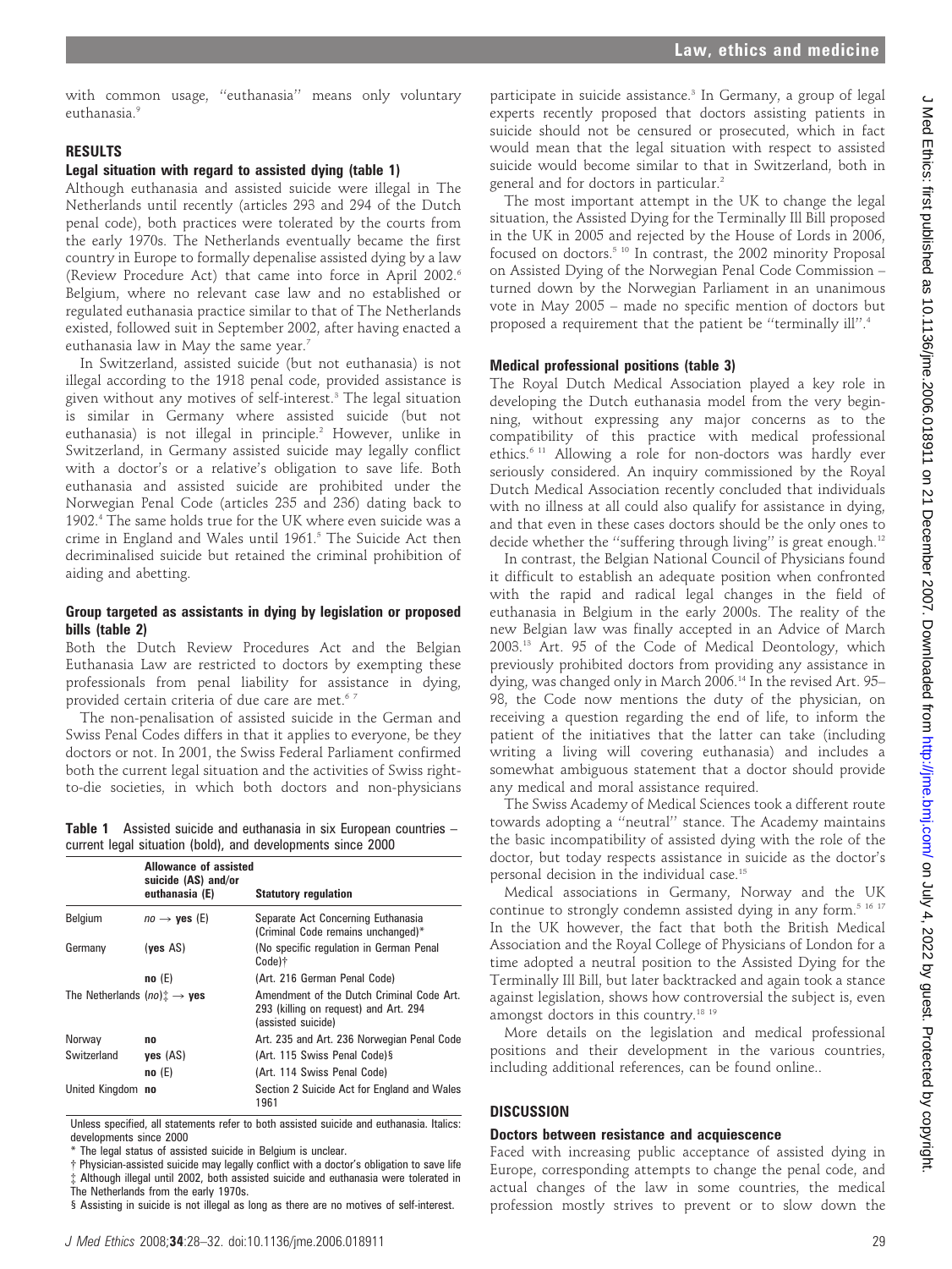with common usage, "euthanasia" means only voluntary euthanasia.[9]

## RESULTS

### Legal situation with regard to assisted dying (table 1)

Although euthanasia and assisted suicide were illegal in The Netherlands until recently (articles 293 and 294 of the Dutch penal code), both practices were tolerated by the courts from the early 1970s. The Netherlands eventually became the first country in Europe to formally depenalise assisted dying by a law (Review Procedure Act) that came into force in April 2002.[6] Belgium, where no relevant case law and no established or regulated euthanasia practice similar to that of The Netherlands existed, followed suit in September 2002, after having enacted a euthanasia law in May the same year.[7]

In Switzerland, assisted suicide (but not euthanasia) is not illegal according to the 1918 penal code, provided assistance is given without any motives of self-interest.[3] The legal situation is similar in Germany where assisted suicide (but not euthanasia) is not illegal in principle.[2] However, unlike in Switzerland, in Germany assisted suicide may legally conflict with a doctor's or a relative's obligation to save life. Both euthanasia and assisted suicide are prohibited under the Norwegian Penal Code (articles 235 and 236) dating back to 1902.[4] The same holds true for the UK where even suicide was a crime in England and Wales until 1961.[5] The Suicide Act then decriminalised suicide but retained the criminal prohibition of aiding and abetting.

### Group targeted as assistants in dying by legislation or proposed bills (table 2)

Both the Dutch Review Procedures Act and the Belgian Euthanasia Law are restricted to doctors by exempting these professionals from penal liability for assistance in dying, provided certain criteria of due care are met.[6 7]

The non-penalisation of assisted suicide in the German and Swiss Penal Codes differs in that it applies to everyone, be they doctors or not. In 2001, the Swiss Federal Parliament confirmed both the current legal situation and the activities of Swiss right-to-die societies, in which both doctors and non-physicians participate in suicide assistance.[3] In Germany, a group of legal experts recently proposed that doctors assisting patients in suicide should not be censured or prosecuted, which in fact would mean that the legal situation with respect to assisted suicide would become similar to that in Switzerland, both in general and for doctors in particular.[2]

The most important attempt in the UK to change the legal situation, the Assisted Dying for the Terminally Ill Bill proposed in the UK in 2005 and rejected by the House of Lords in 2006, focused on doctors.[5 10] In contrast, the 2002 minority Proposal on Assisted Dying of the Norwegian Penal Code Commission – turned down by the Norwegian Parliament in an unanimous vote in May 2005 – made no specific mention of doctors but proposed a requirement that the patient be "terminally ill".[4]

**Table 1** Assisted suicide and euthanasia in six European countries – current legal situation (bold), and developments since 2000

| | Allowance of assisted suicide (AS) and/or euthanasia (E) | Statutory regulation |
|---|---|---|
| Belgium | *no* → **yes** (E) | Separate Act Concerning Euthanasia (Criminal Code remains unchanged)* |
| Germany | (**yes** AS) | (No specific regulation in German Penal Code)† |
| | **no** (E) | (Art. 216 German Penal Code) |
| The Netherlands | (*no*)‡ → **yes** | Amendment of the Dutch Criminal Code Art. 293 (killing on request) and Art. 294 (assisted suicide) |
| Norway | **no** | Art. 235 and Art. 236 Norwegian Penal Code |
| Switzerland | **yes** (AS) | (Art. 115 Swiss Penal Code)§ |
| | **no** (E) | (Art. 114 Swiss Penal Code) |
| United Kingdom | **no** | Section 2 Suicide Act for England and Wales 1961 |

Unless specified, all statements refer to both assisted suicide and euthanasia. Italics: developments since 2000

\* The legal status of assisted suicide in Belgium is unclear.

† Physician-assisted suicide may legally conflict with a doctor's obligation to save life

‡ Although illegal until 2002, both assisted suicide and euthanasia were tolerated in The Netherlands from the early 1970s.

§ Assisting in suicide is not illegal as long as there are no motives of self-interest.

### Medical professional positions (table 3)

The Royal Dutch Medical Association played a key role in developing the Dutch euthanasia model from the very beginning, without expressing any major concerns as to the compatibility of this practice with medical professional ethics.[6 11] Allowing a role for non-doctors was hardly ever seriously considered. An inquiry commissioned by the Royal Dutch Medical Association recently concluded that individuals with no illness at all could also qualify for assistance in dying, and that even in these cases doctors should be the only ones to decide whether the "suffering through living" is great enough.[12]

In contrast, the Belgian National Council of Physicians found it difficult to establish an adequate position when confronted with the rapid and radical legal changes in the field of euthanasia in Belgium in the early 2000s. The reality of the new Belgian law was finally accepted in an Advice of March 2003.[13] Art. 95 of the Code of Medical Deontology, which previously prohibited doctors from providing any assistance in dying, was changed only in March 2006.[14] In the revised Art. 95–98, the Code now mentions the duty of the physician, on receiving a question regarding the end of life, to inform the patient of the initiatives that the latter can take (including writing a living will covering euthanasia) and includes a somewhat ambiguous statement that a doctor should provide any medical and moral assistance required.

The Swiss Academy of Medical Sciences took a different route towards adopting a "neutral" stance. The Academy maintains the basic incompatibility of assisted dying with the role of the doctor, but today respects assistance in suicide as the doctor's personal decision in the individual case.[15]

Medical associations in Germany, Norway and the UK continue to strongly condemn assisted dying in any form.[5 16 17] In the UK however, the fact that both the British Medical Association and the Royal College of Physicians of London for a time adopted a neutral position to the Assisted Dying for the Terminally Ill Bill, but later backtracked and again took a stance against legislation, shows how controversial the subject is, even amongst doctors in this country.[18 19]

More details on the legislation and medical professional positions and their development in the various countries, including additional references, can be found online..

## DISCUSSION

### Doctors between resistance and acquiescence

Faced with increasing public acceptance of assisted dying in Europe, corresponding attempts to change the penal code, and actual changes of the law in some countries, the medical profession mostly strives to prevent or to slow down the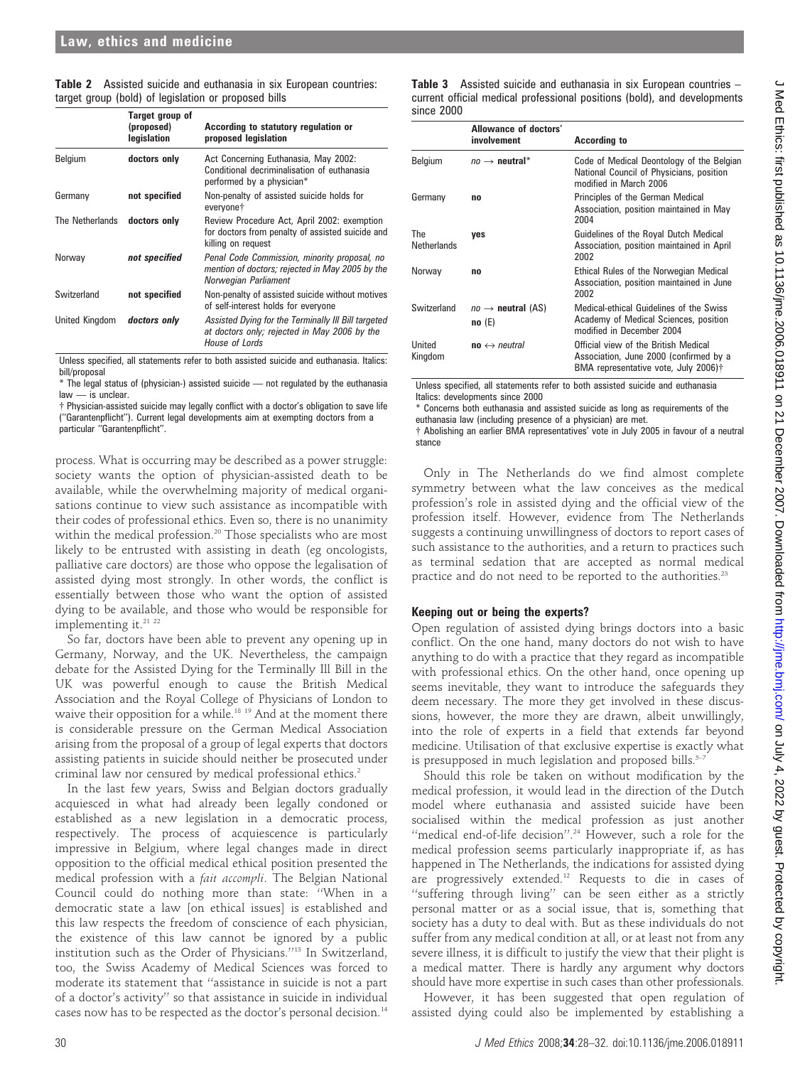**Table 2** Assisted suicide and euthanasia in six European countries: target group (bold) of legislation or proposed bills

|  | Target group of (proposed) legislation | According to statutory regulation or proposed legislation |
|---|---|---|
| Belgium | **doctors only** | Act Concerning Euthanasia, May 2002: Conditional decriminalisation of euthanasia performed by a physician* |
| Germany | **not specified** | Non-penalty of assisted suicide holds for everyone† |
| The Netherlands | **doctors only** | Review Procedure Act, April 2002: exemption for doctors from penalty of assisted suicide and killing on request |
| Norway | ***not specified*** | *Penal Code Commission, minority proposal, no mention of doctors; rejected in May 2005 by the Norwegian Parliament* |
| Switzerland | **not specified** | Non-penalty of assisted suicide without motives of self-interest holds for everyone |
| United Kingdom | ***doctors only*** | *Assisted Dying for the Terminally Ill Bill targeted at doctors only; rejected in May 2006 by the House of Lords* |

Unless specified, all statements refer to both assisted suicide and euthanasia. Italics: bill/proposal

* The legal status of (physician-) assisted suicide — not regulated by the euthanasia law — is unclear.

† Physician-assisted suicide may legally conflict with a doctor's obligation to save life ("Garantenpflicht"). Current legal developments aim at exempting doctors from a particular "Garantenpflicht".

**Table 3** Assisted suicide and euthanasia in six European countries – current official medical professional positions (bold), and developments since 2000

|  | Allowance of doctors' involvement | According to |
|---|---|---|
| Belgium | *no* → **neutral*** | Code of Medical Deontology of the Belgian National Council of Physicians, position modified in March 2006 |
| Germany | **no** | Principles of the German Medical Association, position maintained in May 2004 |
| The Netherlands | **yes** | Guidelines of the Royal Dutch Medical Association, position maintained in April 2002 |
| Norway | **no** | Ethical Rules of the Norwegian Medical Association, position maintained in June 2002 |
| Switzerland | *no* → **neutral** (AS) **no** (E) | Medical-ethical Guidelines of the Swiss Academy of Medical Sciences, position modified in December 2004 |
| United Kingdom | **no** ↔ *neutral* | Official view of the British Medical Association, June 2000 (confirmed by a BMA representative vote, July 2006)† |

Unless specified, all statements refer to both assisted suicide and euthanasia

Italics: developments since 2000

* Concerns both euthanasia and assisted suicide as long as requirements of the euthanasia law (including presence of a physician) are met.

† Abolishing an earlier BMA representatives' vote in July 2005 in favour of a neutral stance

process. What is occurring may be described as a power struggle: society wants the option of physician-assisted death to be available, while the overwhelming majority of medical organisations continue to view such assistance as incompatible with their codes of professional ethics. Even so, there is no unanimity within the medical profession.[20] Those specialists who are most likely to be entrusted with assisting in death (eg oncologists, palliative care doctors) are those who oppose the legalisation of assisted dying most strongly. In other words, the conflict is essentially between those who want the option of assisted dying to be available, and those who would be responsible for implementing it.[21 22]

So far, doctors have been able to prevent any opening up in Germany, Norway, and the UK. Nevertheless, the campaign debate for the Assisted Dying for the Terminally Ill Bill in the UK was powerful enough to cause the British Medical Association and the Royal College of Physicians of London to waive their opposition for a while.[18 19] And at the moment there is considerable pressure on the German Medical Association arising from the proposal of a group of legal experts that doctors assisting patients in suicide should neither be prosecuted under criminal law nor censured by medical professional ethics.[2]

In the last few years, Swiss and Belgian doctors gradually acquiesced in what had already been legally condoned or established as a new legislation in a democratic process, respectively. The process of acquiescence is particularly impressive in Belgium, where legal changes made in direct opposition to the official medical ethical position presented the medical profession with a *fait accompli*. The Belgian National Council could do nothing more than state: "When in a democratic state a law [on ethical issues] is established and this law respects the freedom of conscience of each physician, the existence of this law cannot be ignored by a public institution such as the Order of Physicians."[13] In Switzerland, too, the Swiss Academy of Medical Sciences was forced to moderate its statement that "assistance in suicide is not a part of a doctor's activity" so that assistance in suicide in individual cases now has to be respected as the doctor's personal decision.[14]

Only in The Netherlands do we find almost complete symmetry between what the law conceives as the medical profession's role in assisted dying and the official view of the profession itself. However, evidence from The Netherlands suggests a continuing unwillingness of doctors to report cases of such assistance to the authorities, and a return to practices such as terminal sedation that are accepted as normal medical practice and do not need to be reported to the authorities.[23]

### Keeping out or being the experts?

Open regulation of assisted dying brings doctors into a basic conflict. On the one hand, many doctors do not wish to have anything to do with a practice that they regard as incompatible with professional ethics. On the other hand, once opening up seems inevitable, they want to introduce the safeguards they deem necessary. The more they get involved in these discussions, however, the more they are drawn, albeit unwillingly, into the role of experts in a field that extends far beyond medicine. Utilisation of that exclusive expertise is exactly what is presupposed in much legislation and proposed bills.[5–7]

Should this role be taken on without modification by the medical profession, it would lead in the direction of the Dutch model where euthanasia and assisted suicide have been socialised within the medical profession as just another "medical end-of-life decision".[24] However, such a role for the medical profession seems particularly inappropriate if, as has happened in The Netherlands, the indications for assisted dying are progressively extended.[12] Requests to die in cases of "suffering through living" can be seen either as a strictly personal matter or as a social issue, that is, something that society has a duty to deal with. But as these individuals do not suffer from any medical condition at all, or at least not from any severe illness, it is difficult to justify the view that their plight is a medical matter. There is hardly any argument why doctors should have more expertise in such cases than other professionals.

However, it has been suggested that open regulation of assisted dying could also be implemented by establishing a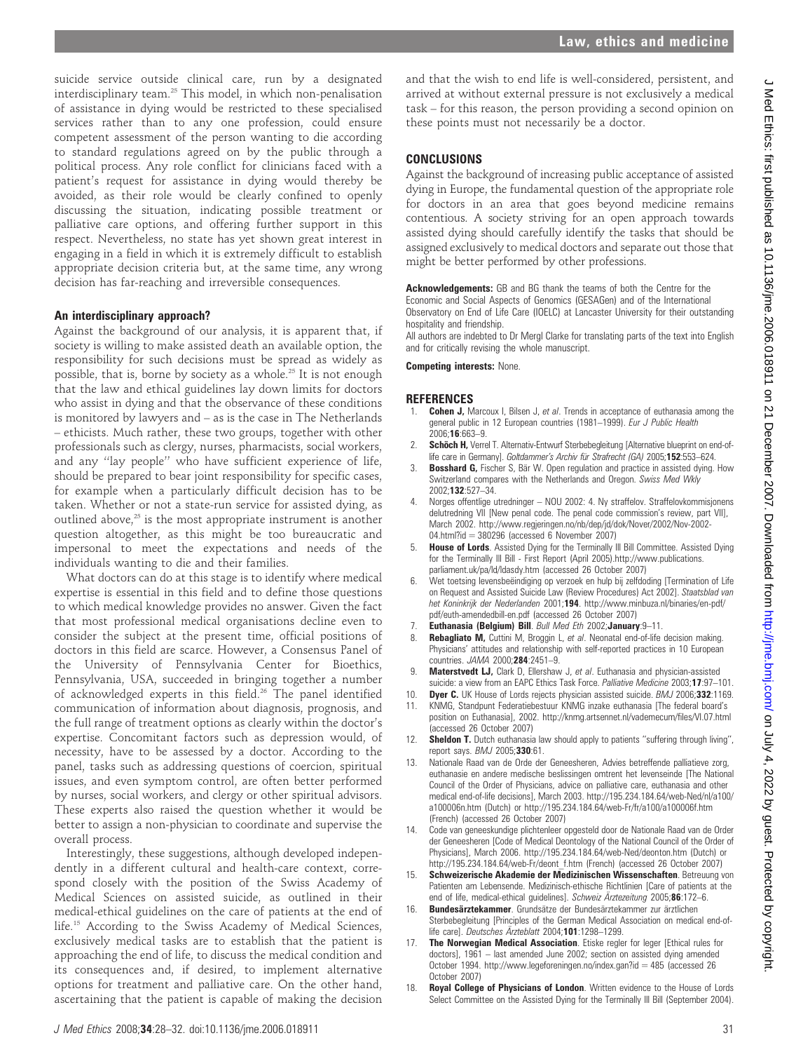suicide service outside clinical care, run by a designated interdisciplinary team.[25] This model, in which non-penalisation of assistance in dying would be restricted to these specialised services rather than to any one profession, could ensure competent assessment of the person wanting to die according to standard regulations agreed on by the public through a political process. Any role conflict for clinicians faced with a patient's request for assistance in dying would thereby be avoided, as their role would be clearly confined to openly discussing the situation, indicating possible treatment or palliative care options, and offering further support in this respect. Nevertheless, no state has yet shown great interest in engaging in a field in which it is extremely difficult to establish appropriate decision criteria but, at the same time, any wrong decision has far-reaching and irreversible consequences.

### An interdisciplinary approach?

Against the background of our analysis, it is apparent that, if society is willing to make assisted death an available option, the responsibility for such decisions must be spread as widely as possible, that is, borne by society as a whole.[25] It is not enough that the law and ethical guidelines lay down limits for doctors who assist in dying and that the observance of these conditions is monitored by lawyers and – as is the case in The Netherlands – ethicists. Much rather, these two groups, together with other professionals such as clergy, nurses, pharmacists, social workers, and any "lay people" who have sufficient experience of life, should be prepared to bear joint responsibility for specific cases, for example when a particularly difficult decision has to be taken. Whether or not a state-run service for assisted dying, as outlined above,[25] is the most appropriate instrument is another question altogether, as this might be too bureaucratic and impersonal to meet the expectations and needs of the individuals wanting to die and their families.

What doctors can do at this stage is to identify where medical expertise is essential in this field and to define those questions to which medical knowledge provides no answer. Given the fact that most professional medical organisations decline even to consider the subject at the present time, official positions of doctors in this field are scarce. However, a Consensus Panel of the University of Pennsylvania Center for Bioethics, Pennsylvania, USA, succeeded in bringing together a number of acknowledged experts in this field.[26] The panel identified communication of information about diagnosis, prognosis, and the full range of treatment options as clearly within the doctor's expertise. Concomitant factors such as depression would, of necessity, have to be assessed by a doctor. According to the panel, tasks such as addressing questions of coercion, spiritual issues, and even symptom control, are often better performed by nurses, social workers, and clergy or other spiritual advisors. These experts also raised the question whether it would be better to assign a non-physician to coordinate and supervise the overall process.

Interestingly, these suggestions, although developed independently in a different cultural and health-care context, correspond closely with the position of the Swiss Academy of Medical Sciences on assisted suicide, as outlined in their medical-ethical guidelines on the care of patients at the end of life.[15] According to the Swiss Academy of Medical Sciences, exclusively medical tasks are to establish that the patient is approaching the end of life, to discuss the medical condition and its consequences and, if desired, to implement alternative options for treatment and palliative care. On the other hand, ascertaining that the patient is capable of making the decision and that the wish to end life is well-considered, persistent, and arrived at without external pressure is not exclusively a medical task – for this reason, the person providing a second opinion on these points must not necessarily be a doctor.

## CONCLUSIONS

Against the background of increasing public acceptance of assisted dying in Europe, the fundamental question of the appropriate role for doctors in an area that goes beyond medicine remains contentious. A society striving for an open approach towards assisted dying should carefully identify the tasks that should be assigned exclusively to medical doctors and separate out those that might be better performed by other professions.

**Acknowledgements:** GB and BG thank the teams of both the Centre for the Economic and Social Aspects of Genomics (GESAGen) and of the International Observatory on End of Life Care (IOELC) at Lancaster University for their outstanding hospitality and friendship.

All authors are indebted to Dr Mergl Clarke for translating parts of the text into English and for critically revising the whole manuscript.

**Competing interests:** None.

## REFERENCES

1. **Cohen J,** Marcoux I, Bilsen J, *et al*. Trends in acceptance of euthanasia among the general public in 12 European countries (1981–1999). *Eur J Public Health* 2006;**16**:663–9.
2. **Schöch H,** Verrel T. Alternativ-Entwurf Sterbebegleitung [Alternative blueprint on end-of-life care in Germany]. *Goltdammer's Archiv für Strafrecht (GA)* 2005;**152**:553–624.
3. **Bosshard G,** Fischer S, Bär W. Open regulation and practice in assisted dying. How Switzerland compares with the Netherlands and Oregon. *Swiss Med Wkly* 2002;**132**:527–34.
4. Norges offentlige utredninger – NOU 2002: 4. Ny straffelov. Straffelovkommisjonens delutredning VII [New penal code. The penal code commission's review, part VII], March 2002. http://www.regjeringen.no/nb/dep/jd/dok/Nover/2002/Nov-2002-04.html?id = 380296 (accessed 6 November 2007)
5. **House of Lords**. Assisted Dying for the Terminally Ill Bill Committee. Assisted Dying for the Terminally Ill Bill - First Report (April 2005).http://www.publications.parliament.uk/pa/ld/ldasdy.htm (accessed 26 October 2007)
6. Wet toetsing levensbeëindiging op verzoek en hulp bij zelfdoding [Termination of Life on Request and Assisted Suicide Law (Review Procedures) Act 2002]. *Staatsblad van het Koninkrijk der Nederlanden* 2001;**194**. http://www.minbuza.nl/binaries/en-pdf/pdf/euth-amendedbill-en.pdf (accessed 26 October 2007)
7. **Euthanasia (Belgium) Bill**. *Bull Med Eth* 2002;**January**:9–11.
8. **Rebagliato M,** Cuttini M, Broggin L, *et al*. Neonatal end-of-life decision making. Physicians' attitudes and relationship with self-reported practices in 10 European countries. *JAMA* 2000;**284**:2451–9.
9. **Materstvedt LJ,** Clark D, Ellershaw J, *et al*. Euthanasia and physician-assisted suicide: a view from an EAPC Ethics Task Force. *Palliative Medicine* 2003;**17**:97–101.
10. **Dyer C.** UK House of Lords rejects physician assisted suicide. *BMJ* 2006;**332**:1169.
11. KNMG, Standpunt Federatiebestuur KNMG inzake euthanasia [The federal board's position on Euthanasia], 2002. http://knmg.artsennet.nl/vademecum/files/VI.07.html (accessed 26 October 2007)
12. **Sheldon T.** Dutch euthanasia law should apply to patients "suffering through living", report says. *BMJ* 2005;**330**:61.
13. Nationale Raad van de Orde der Geneesheren, Advies betreffende palliatieve zorg, euthanasie en andere medische beslissingen omtrent het levenseinde [The National Council of the Order of Physicians, advice on palliative care, euthanasia and other medical end-of-life decisions], March 2003. http://195.234.184.64/web-Ned/nl/a100/a100006n.htm (Dutch) or http://195.234.184.64/web-Fr/fr/a100/a100006f.htm (French) (accessed 26 October 2007)
14. Code van geneeskundige plichtenleer opgesteld door de Nationale Raad van de Orde der Geneesheren [Code of Medical Deontology of the National Council of the Order of Physicians], March 2006. http://195.234.184.64/web-Ned/deonton.htm (Dutch) or http://195.234.184.64/web-Fr/deont_f.htm (French) (accessed 26 October 2007)
15. **Schweizerische Akademie der Medizinischen Wissenschaften**. Betreuung von Patienten am Lebensende. Medizinisch-ethische Richtlinien [Care of patients at the end of life, medical-ethical guidelines]. *Schweiz Ärztezeitung* 2005;**86**:172–6.
16. **Bundesärztekammer**. Grundsätze der Bundesärztekammer zur ärztlichen Sterbebegleitung [Principles of the German Medical Association on medical end-of-life care]. *Deutsches Ärzteblatt* 2004;**101**:1298–1299.
17. **The Norwegian Medical Association**. Etiske regler for leger [Ethical rules for doctors], 1961 – last amended June 2002; section on assisted dying amended October 1994. http://www.legeforeningen.no/index.gan?id = 485 (accessed 26 October 2007)
18. **Royal College of Physicians of London**. Written evidence to the House of Lords Select Committee on the Assisted Dying for the Terminally Ill Bill (September 2004).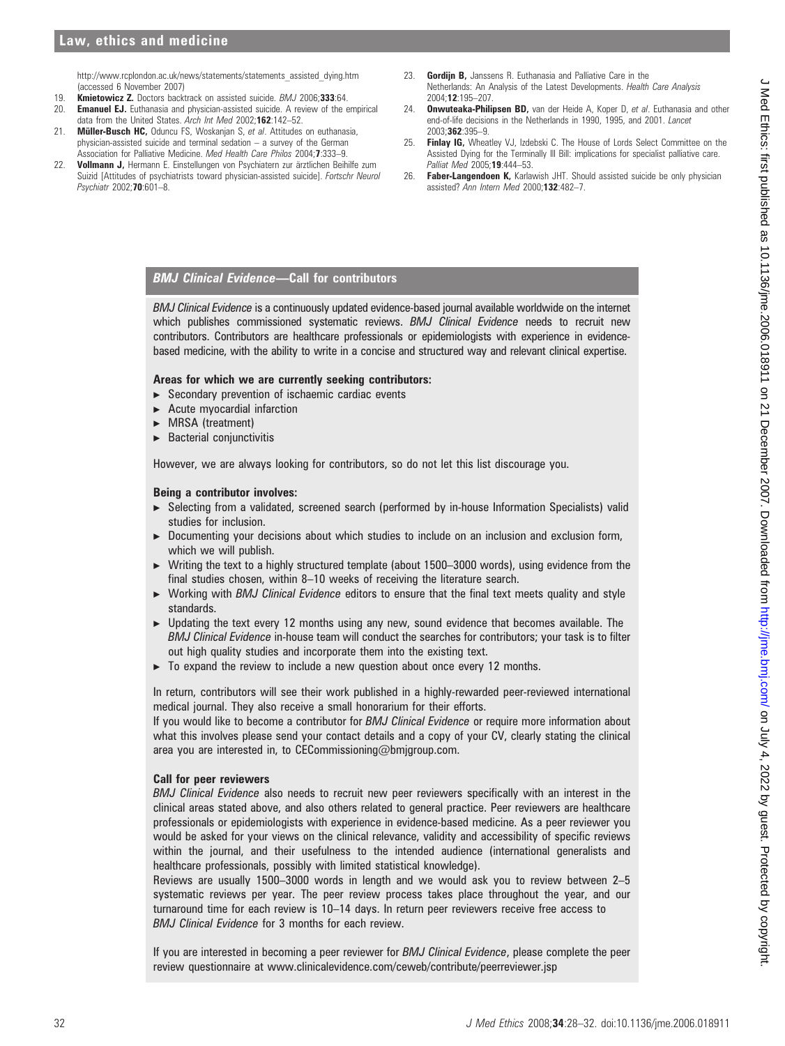http://www.rcplondon.ac.uk/news/statements/statements_assisted_dying.htm (accessed 6 November 2007)

19. **Kmietowicz Z.** Doctors backtrack on assisted suicide. *BMJ* 2006;**333**:64.
20. **Emanuel EJ.** Euthanasia and physician-assisted suicide. A review of the empirical data from the United States. *Arch Int Med* 2002;**162**:142–52.
21. **Müller-Busch HC,** Oduncu FS, Woskanjan S, *et al*. Attitudes on euthanasia, physician-assisted suicide and terminal sedation – a survey of the German Association for Palliative Medicine. *Med Health Care Philos* 2004;**7**:333–9.
22. **Vollmann J,** Hermann E. Einstellungen von Psychiatern zur ärztlichen Beihilfe zum Suizid [Attitudes of psychiatrists toward physician-assisted suicide]. *Fortschr Neurol Psychiatr* 2002;**70**:601–8.
23. **Gordijn B,** Janssens R. Euthanasia and Palliative Care in the Netherlands: An Analysis of the Latest Developments. *Health Care Analysis* 2004;**12**:195–207.
24. **Onwuteaka-Philipsen BD,** van der Heide A, Koper D, *et al*. Euthanasia and other end-of-life decisions in the Netherlands in 1990, 1995, and 2001. *Lancet* 2003;**362**:395–9.
25. **Finlay IG,** Wheatley VJ, Izdebski C. The House of Lords Select Committee on the Assisted Dying for the Terminally Ill Bill: implications for specialist palliative care. *Palliat Med* 2005;**19**:444–53.
26. **Faber-Langendoen K,** Karlawish JHT. Should assisted suicide be only physician assisted? *Ann Intern Med* 2000;**132**:482–7.

## *BMJ Clinical Evidence*—Call for contributors

*BMJ Clinical Evidence* is a continuously updated evidence-based journal available worldwide on the internet which publishes commissioned systematic reviews. *BMJ Clinical Evidence* needs to recruit new contributors. Contributors are healthcare professionals or epidemiologists with experience in evidence-based medicine, with the ability to write in a concise and structured way and relevant clinical expertise.

### Areas for which we are currently seeking contributors:

- Secondary prevention of ischaemic cardiac events
- Acute myocardial infarction
- MRSA (treatment)
- Bacterial conjunctivitis

However, we are always looking for contributors, so do not let this list discourage you.

### Being a contributor involves:

- Selecting from a validated, screened search (performed by in-house Information Specialists) valid studies for inclusion.
- Documenting your decisions about which studies to include on an inclusion and exclusion form, which we will publish.
- Writing the text to a highly structured template (about 1500–3000 words), using evidence from the final studies chosen, within 8–10 weeks of receiving the literature search.
- Working with *BMJ Clinical Evidence* editors to ensure that the final text meets quality and style standards.
- Updating the text every 12 months using any new, sound evidence that becomes available. The *BMJ Clinical Evidence* in-house team will conduct the searches for contributors; your task is to filter out high quality studies and incorporate them into the existing text.
- To expand the review to include a new question about once every 12 months.

In return, contributors will see their work published in a highly-rewarded peer-reviewed international medical journal. They also receive a small honorarium for their efforts.

If you would like to become a contributor for *BMJ Clinical Evidence* or require more information about what this involves please send your contact details and a copy of your CV, clearly stating the clinical area you are interested in, to CECommissioning@bmjgroup.com.

### Call for peer reviewers

*BMJ Clinical Evidence* also needs to recruit new peer reviewers specifically with an interest in the clinical areas stated above, and also others related to general practice. Peer reviewers are healthcare professionals or epidemiologists with experience in evidence-based medicine. As a peer reviewer you would be asked for your views on the clinical relevance, validity and accessibility of specific reviews within the journal, and their usefulness to the intended audience (international generalists and healthcare professionals, possibly with limited statistical knowledge).

Reviews are usually 1500–3000 words in length and we would ask you to review between 2–5 systematic reviews per year. The peer review process takes place throughout the year, and our turnaround time for each review is 10–14 days. In return peer reviewers receive free access to *BMJ Clinical Evidence* for 3 months for each review.

If you are interested in becoming a peer reviewer for *BMJ Clinical Evidence*, please complete the peer review questionnaire at www.clinicalevidence.com/ceweb/contribute/peerreviewer.jsp